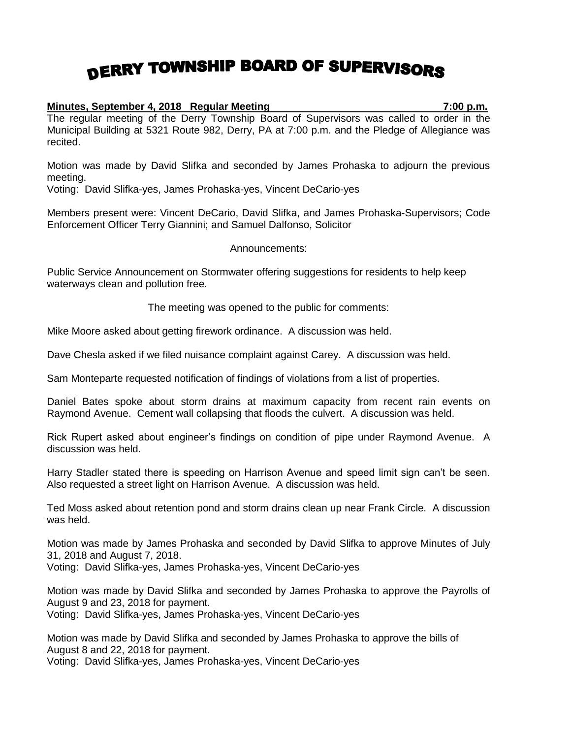# DERRY TOWNSHIP BOARD OF SUPERVISORS

**Minutes, September 4, 2018 Regular Meeting 7:00 p.m.**

The regular meeting of the Derry Township Board of Supervisors was called to order in the Municipal Building at 5321 Route 982, Derry, PA at 7:00 p.m. and the Pledge of Allegiance was recited.

Motion was made by David Slifka and seconded by James Prohaska to adjourn the previous meeting.
Voting: David Slifka-yes, James Prohaska-yes, Vincent DeCario-yes

Members present were: Vincent DeCario, David Slifka, and James Prohaska-Supervisors; Code Enforcement Officer Terry Giannini; and Samuel Dalfonso, Solicitor

Announcements:

Public Service Announcement on Stormwater offering suggestions for residents to help keep waterways clean and pollution free.

The meeting was opened to the public for comments:

Mike Moore asked about getting firework ordinance. A discussion was held.

Dave Chesla asked if we filed nuisance complaint against Carey. A discussion was held.

Sam Monteparte requested notification of findings of violations from a list of properties.

Daniel Bates spoke about storm drains at maximum capacity from recent rain events on Raymond Avenue. Cement wall collapsing that floods the culvert. A discussion was held.

Rick Rupert asked about engineer's findings on condition of pipe under Raymond Avenue. A discussion was held.

Harry Stadler stated there is speeding on Harrison Avenue and speed limit sign can't be seen. Also requested a street light on Harrison Avenue. A discussion was held.

Ted Moss asked about retention pond and storm drains clean up near Frank Circle. A discussion was held.

Motion was made by James Prohaska and seconded by David Slifka to approve Minutes of July 31, 2018 and August 7, 2018.
Voting: David Slifka-yes, James Prohaska-yes, Vincent DeCario-yes

Motion was made by David Slifka and seconded by James Prohaska to approve the Payrolls of August 9 and 23, 2018 for payment.
Voting: David Slifka-yes, James Prohaska-yes, Vincent DeCario-yes

Motion was made by David Slifka and seconded by James Prohaska to approve the bills of August 8 and 22, 2018 for payment.
Voting: David Slifka-yes, James Prohaska-yes, Vincent DeCario-yes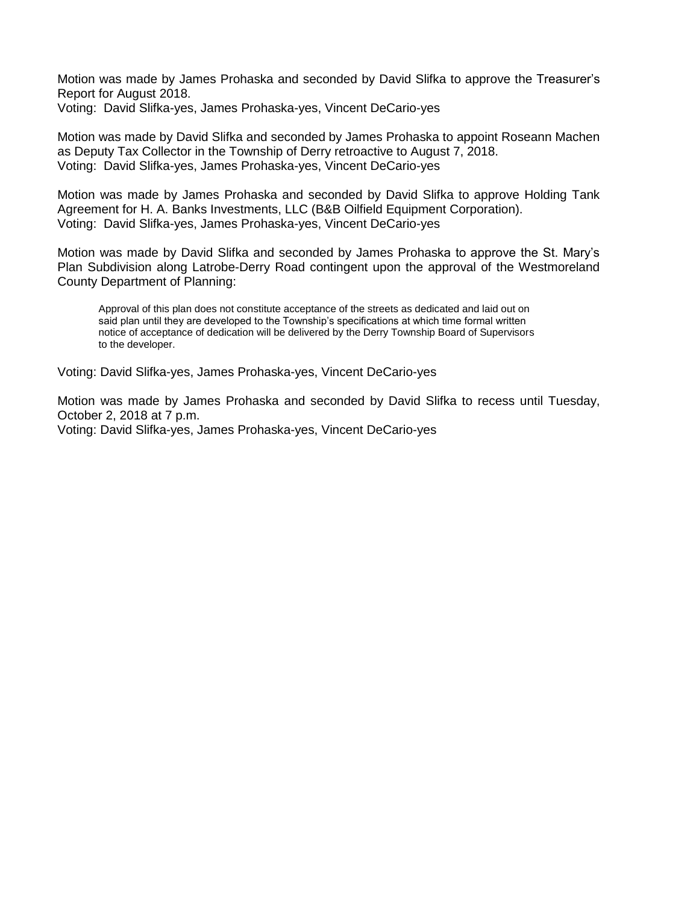Motion was made by James Prohaska and seconded by David Slifka to approve the Treasurer's Report for August 2018.
Voting: David Slifka-yes, James Prohaska-yes, Vincent DeCario-yes

Motion was made by David Slifka and seconded by James Prohaska to appoint Roseann Machen as Deputy Tax Collector in the Township of Derry retroactive to August 7, 2018.
Voting: David Slifka-yes, James Prohaska-yes, Vincent DeCario-yes

Motion was made by James Prohaska and seconded by David Slifka to approve Holding Tank Agreement for H. A. Banks Investments, LLC (B&B Oilfield Equipment Corporation).
Voting: David Slifka-yes, James Prohaska-yes, Vincent DeCario-yes

Motion was made by David Slifka and seconded by James Prohaska to approve the St. Mary's Plan Subdivision along Latrobe-Derry Road contingent upon the approval of the Westmoreland County Department of Planning:

> Approval of this plan does not constitute acceptance of the streets as dedicated and laid out on said plan until they are developed to the Township's specifications at which time formal written notice of acceptance of dedication will be delivered by the Derry Township Board of Supervisors to the developer.

Voting: David Slifka-yes, James Prohaska-yes, Vincent DeCario-yes

Motion was made by James Prohaska and seconded by David Slifka to recess until Tuesday, October 2, 2018 at 7 p.m.
Voting: David Slifka-yes, James Prohaska-yes, Vincent DeCario-yes